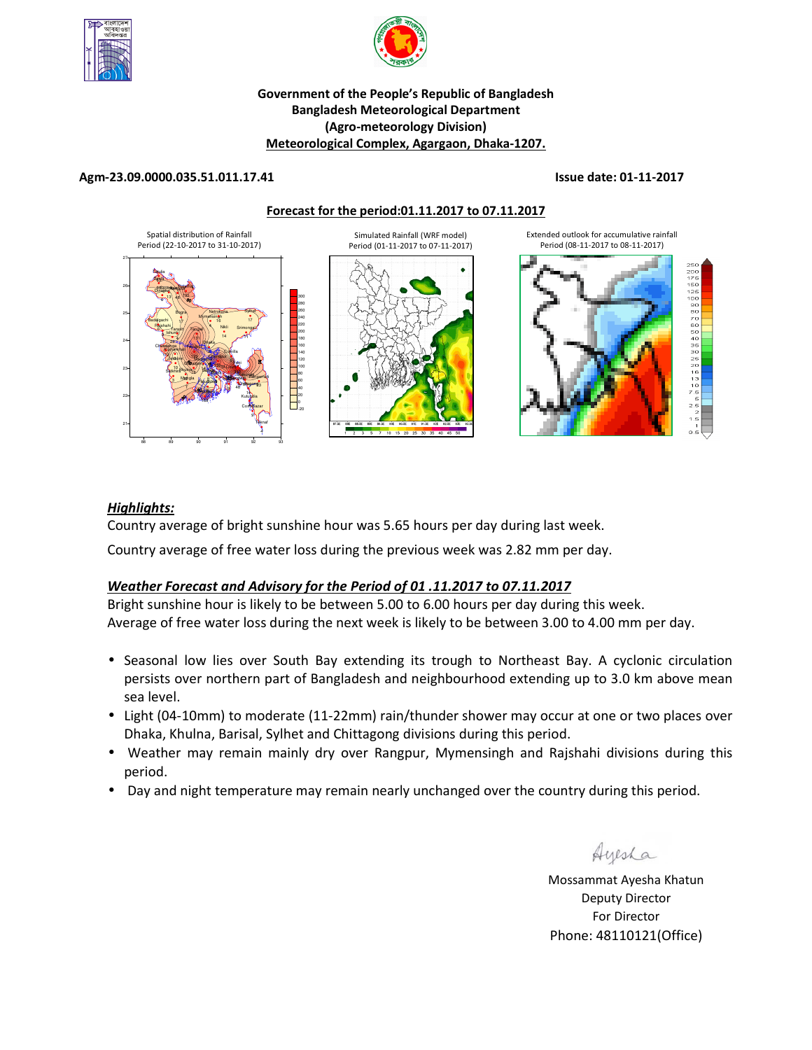Government of the People's Republic of Bangladesh
Bangladesh Meteorological Department
(Agro-meteorology Division)
Meteorological Complex, Agargaon, Dhaka-1207.

**Agm-23.09.0000.035.51.011.17.41** **Issue date: 01-11-2017**

**Forecast for the period:01.11.2017 to 07.11.2017**

Spatial distribution of Rainfall
Period (22-10-2017 to 31-10-2017)

Simulated Rainfall (WRF model)
Period (01-11-2017 to 07-11-2017)

Extended outlook for accumulative rainfall
Period (08-11-2017 to 08-11-2017)

***Highlights:***

Country average of bright sunshine hour was 5.65 hours per day during last week.

Country average of free water loss during the previous week was 2.82 mm per day.

***Weather Forecast and Advisory for the Period of 01 .11.2017 to 07.11.2017***

Bright sunshine hour is likely to be between 5.00 to 6.00 hours per day during this week.
Average of free water loss during the next week is likely to be between 3.00 to 4.00 mm per day.

- Seasonal low lies over South Bay extending its trough to Northeast Bay. A cyclonic circulation persists over northern part of Bangladesh and neighbourhood extending up to 3.0 km above mean sea level.
- Light (04-10mm) to moderate (11-22mm) rain/thunder shower may occur at one or two places over Dhaka, Khulna, Barisal, Sylhet and Chittagong divisions during this period.
- Weather may remain mainly dry over Rangpur, Mymensingh and Rajshahi divisions during this period.
- Day and night temperature may remain nearly unchanged over the country during this period.

Ayesha

Mossammat Ayesha Khatun
Deputy Director
For Director
Phone: 48110121(Office)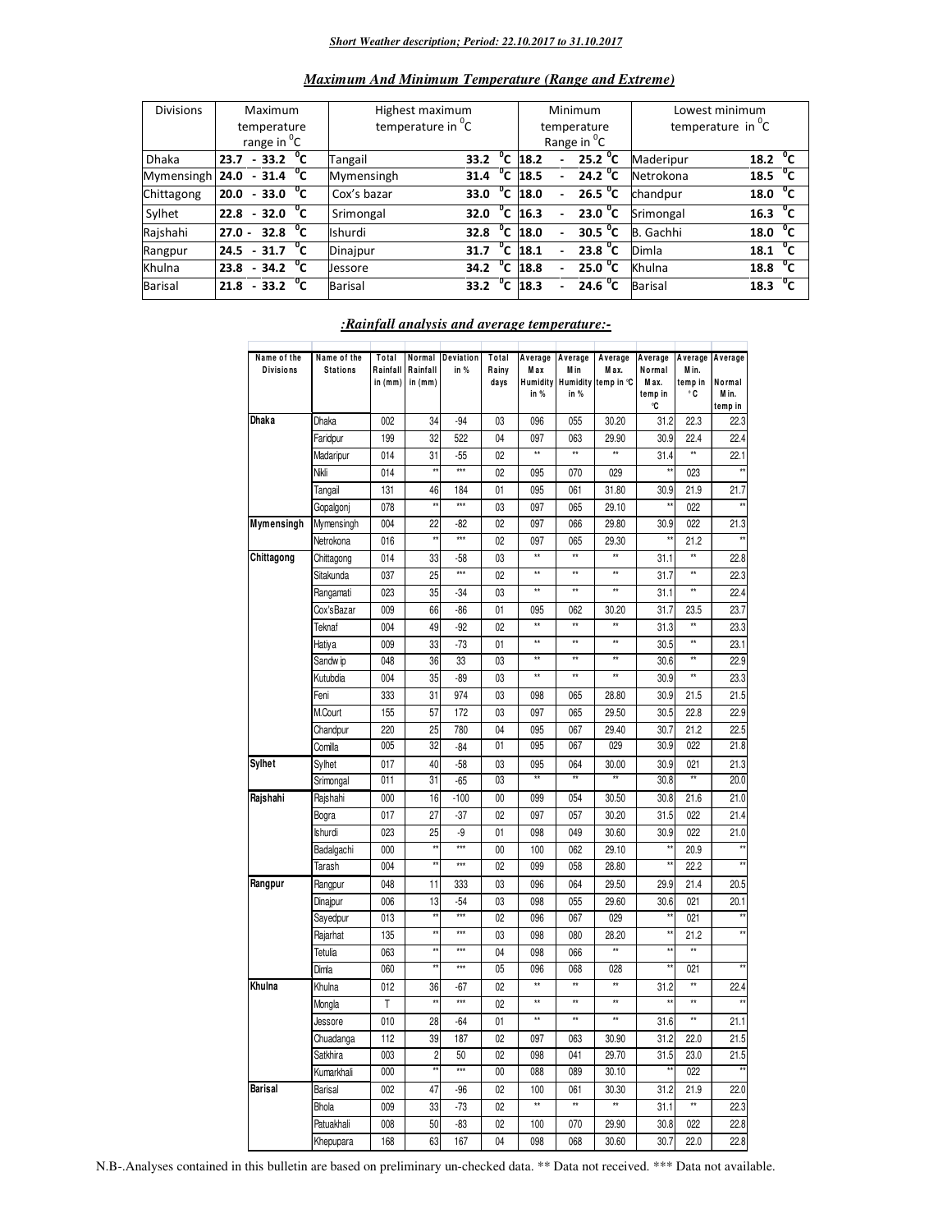***Short Weather description; Period: 22.10.2017 to 31.10.2017***

***Maximum And Minimum Temperature (Range and Extreme)***

| Divisions | Maximum temperature range in $^0$C | Highest maximum temperature in $^0$C | | Minimum temperature Range in $^0$C | Lowest minimum temperature in $^0$C | |
|---|---|---|---|---|---|---|
| Dhaka | **23.7 - 33.2 $^0$C** | Tangail | **33.2 $^0$C** | **18.2 - 25.2 $^0$C** | Maderipur | **18.2 $^0$C** |
| Mymensingh | **24.0 - 31.4 $^0$C** | Mymensingh | **31.4 $^0$C** | **18.5 - 24.2 $^0$C** | Netrokona | **18.5 $^0$C** |
| Chittagong | **20.0 - 33.0 $^0$C** | Cox's bazar | **33.0 $^0$C** | **18.0 - 26.5 $^0$C** | chandpur | **18.0 $^0$C** |
| Sylhet | **22.8 - 32.0 $^0$C** | Srimongal | **32.0 $^0$C** | **16.3 - 23.0 $^0$C** | Srimongal | **16.3 $^0$C** |
| Rajshahi | **27.0 - 32.8 $^0$C** | Ishurdi | **32.8 $^0$C** | **18.0 - 30.5 $^0$C** | B. Gachhi | **18.0 $^0$C** |
| Rangpur | **24.5 - 31.7 $^0$C** | Dinajpur | **31.7 $^0$C** | **18.1 - 23.8 $^0$C** | Dimla | **18.1 $^0$C** |
| Khulna | **23.8 - 34.2 $^0$C** | Jessore | **34.2 $^0$C** | **18.8 - 25.0 $^0$C** | Khulna | **18.8 $^0$C** |
| Barisal | **21.8 - 33.2 $^0$C** | Barisal | **33.2 $^0$C** | **18.3 - 24.6 $^0$C** | Barisal | **18.3 $^0$C** |

***:Rainfall analysis and average temperature:-***

| Name of the Divisions | Name of the Stations | Total Rainfall in (mm) | Normal Rainfall in (mm) | Deviation in % | Total Rainy days | Average Max Humidity in % | Average Min Humidity in % | Average Max. temp in °C | Average Normal Max. temp in °C | Average Min. temp in °C | Average Normal Min. temp in |
|---|---|---|---|---|---|---|---|---|---|---|---|
| **Dhaka** | Dhaka | 002 | 34 | -94 | 03 | 096 | 055 | 30.20 | 31.2 | 22.3 | 22.3 |
| | Faridpur | 199 | 32 | 522 | 04 | 097 | 063 | 29.90 | 30.9 | 22.4 | 22.4 |
| | Madaripur | 014 | 31 | -55 | 02 | ** | ** | ** | 31.4 | ** | 22.1 |
| | Nikli | 014 | ** | *** | 02 | 095 | 070 | 029 | ** | 023 | ** |
| | Tangail | 131 | 46 | 184 | 01 | 095 | 061 | 31.80 | 30.9 | 21.9 | 21.7 |
| | Gopalgonj | 078 | ** | *** | 03 | 097 | 065 | 29.10 | ** | 022 | ** |
| **Mymensingh** | Mymensingh | 004 | 22 | -82 | 02 | 097 | 066 | 29.80 | 30.9 | 022 | 21.3 |
| | Netrokona | 016 | ** | *** | 02 | 097 | 065 | 29.30 | ** | 21.2 | ** |
| **Chittagong** | Chittagong | 014 | 33 | -58 | 03 | ** | ** | ** | 31.1 | ** | 22.8 |
| | Sitakunda | 037 | 25 | *** | 02 | ** | ** | ** | 31.7 | ** | 22.3 |
| | Rangamati | 023 | 35 | -34 | 03 | ** | ** | ** | 31.1 | ** | 22.4 |
| | Cox'sBazar | 009 | 66 | -86 | 01 | 095 | 062 | 30.20 | 31.7 | 23.5 | 23.7 |
| | Teknaf | 004 | 49 | -92 | 02 | ** | ** | ** | 31.3 | ** | 23.3 |
| | Hatiya | 009 | 33 | -73 | 01 | ** | ** | ** | 30.5 | ** | 23.1 |
| | Sandwip | 048 | 36 | 33 | 03 | ** | ** | ** | 30.6 | ** | 22.9 |
| | Kutubdia | 004 | 35 | -89 | 03 | ** | ** | ** | 30.9 | ** | 23.3 |
| | Feni | 333 | 31 | 974 | 03 | 098 | 065 | 28.80 | 30.9 | 21.5 | 21.5 |
| | M.Court | 155 | 57 | 172 | 03 | 097 | 065 | 29.50 | 30.5 | 22.8 | 22.9 |
| | Chandpur | 220 | 25 | 780 | 04 | 095 | 067 | 29.40 | 30.7 | 21.2 | 22.5 |
| | Comilla | 005 | 32 | -84 | 01 | 095 | 067 | 029 | 30.9 | 022 | 21.8 |
| **Sylhet** | Sylhet | 017 | 40 | -58 | 03 | 095 | 064 | 30.00 | 30.9 | 021 | 21.3 |
| | Srimongal | 011 | 31 | -65 | 03 | ** | ** | ** | 30.8 | ** | 20.0 |
| **Rajshahi** | Rajshahi | 000 | 16 | -100 | 00 | 099 | 054 | 30.50 | 30.8 | 21.6 | 21.0 |
| | Bogra | 017 | 27 | -37 | 02 | 097 | 057 | 30.20 | 31.5 | 022 | 21.4 |
| | Ishurdi | 023 | 25 | -9 | 01 | 098 | 049 | 30.60 | 30.9 | 022 | 21.0 |
| | Badalgachi | 000 | ** | *** | 00 | 100 | 062 | 29.10 | ** | 20.9 | ** |
| | Tarash | 004 | ** | *** | 02 | 099 | 058 | 28.80 | ** | 22.2 | ** |
| **Rangpur** | Rangpur | 048 | 11 | 333 | 03 | 096 | 064 | 29.50 | 29.9 | 21.4 | 20.5 |
| | Dinajpur | 006 | 13 | -54 | 03 | 098 | 055 | 29.60 | 30.6 | 021 | 20.1 |
| | Sayedpur | 013 | ** | *** | 02 | 096 | 067 | 029 | ** | 021 | ** |
| | Rajarhat | 135 | ** | *** | 03 | 098 | 080 | 28.20 | ** | 21.2 | ** |
| | Tetulia | 063 | ** | *** | 04 | 098 | 066 | ** | ** | ** | |
| | Dimla | 060 | ** | *** | 05 | 096 | 068 | 028 | ** | 021 | ** |
| **Khulna** | Khulna | 012 | 36 | -67 | 02 | ** | ** | ** | 31.2 | ** | 22.4 |
| | Mongla | T | ** | *** | 02 | ** | ** | ** | ** | ** | ** |
| | Jessore | 010 | 28 | -64 | 01 | ** | ** | ** | 31.6 | ** | 21.1 |
| | Chuadanga | 112 | 39 | 187 | 02 | 097 | 063 | 30.90 | 31.2 | 22.0 | 21.5 |
| | Satkhira | 003 | 2 | 50 | 02 | 098 | 041 | 29.70 | 31.5 | 23.0 | 21.5 |
| | Kumarkhali | 000 | ** | *** | 00 | 088 | 089 | 30.10 | ** | 022 | ** |
| **Barisal** | Barisal | 002 | 47 | -96 | 02 | 100 | 061 | 30.30 | 31.2 | 21.9 | 22.0 |
| | Bhola | 009 | 33 | -73 | 02 | ** | ** | ** | 31.1 | ** | 22.3 |
| | Patuakhali | 008 | 50 | -83 | 02 | 100 | 070 | 29.90 | 30.8 | 022 | 22.8 |
| | Khepupara | 168 | 63 | 167 | 04 | 098 | 068 | 30.60 | 30.7 | 22.0 | 22.8 |

N.B-.Analyses contained in this bulletin are based on preliminary un-checked data. ** Data not received. *** Data not available.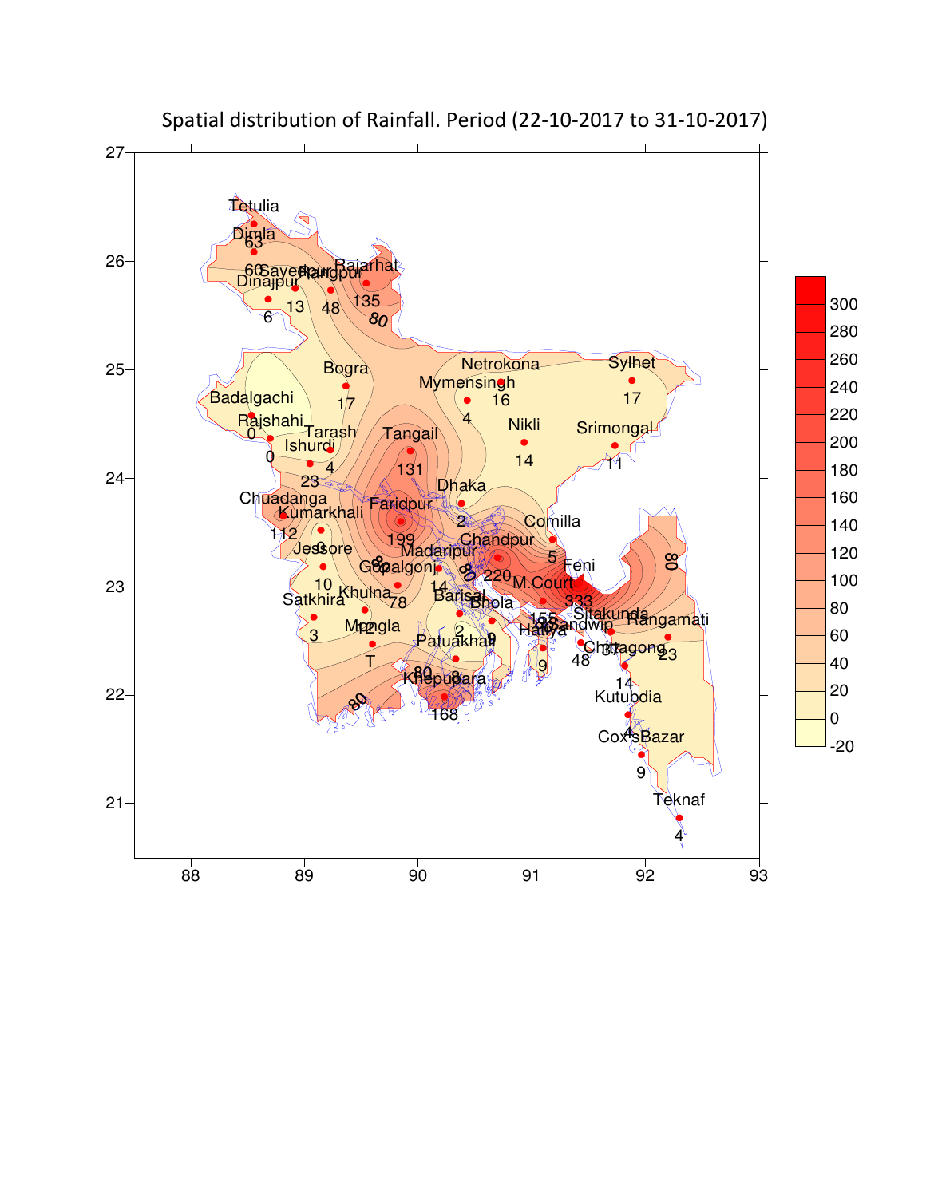Spatial distribution of Rainfall. Period (22-10-2017 to 31-10-2017)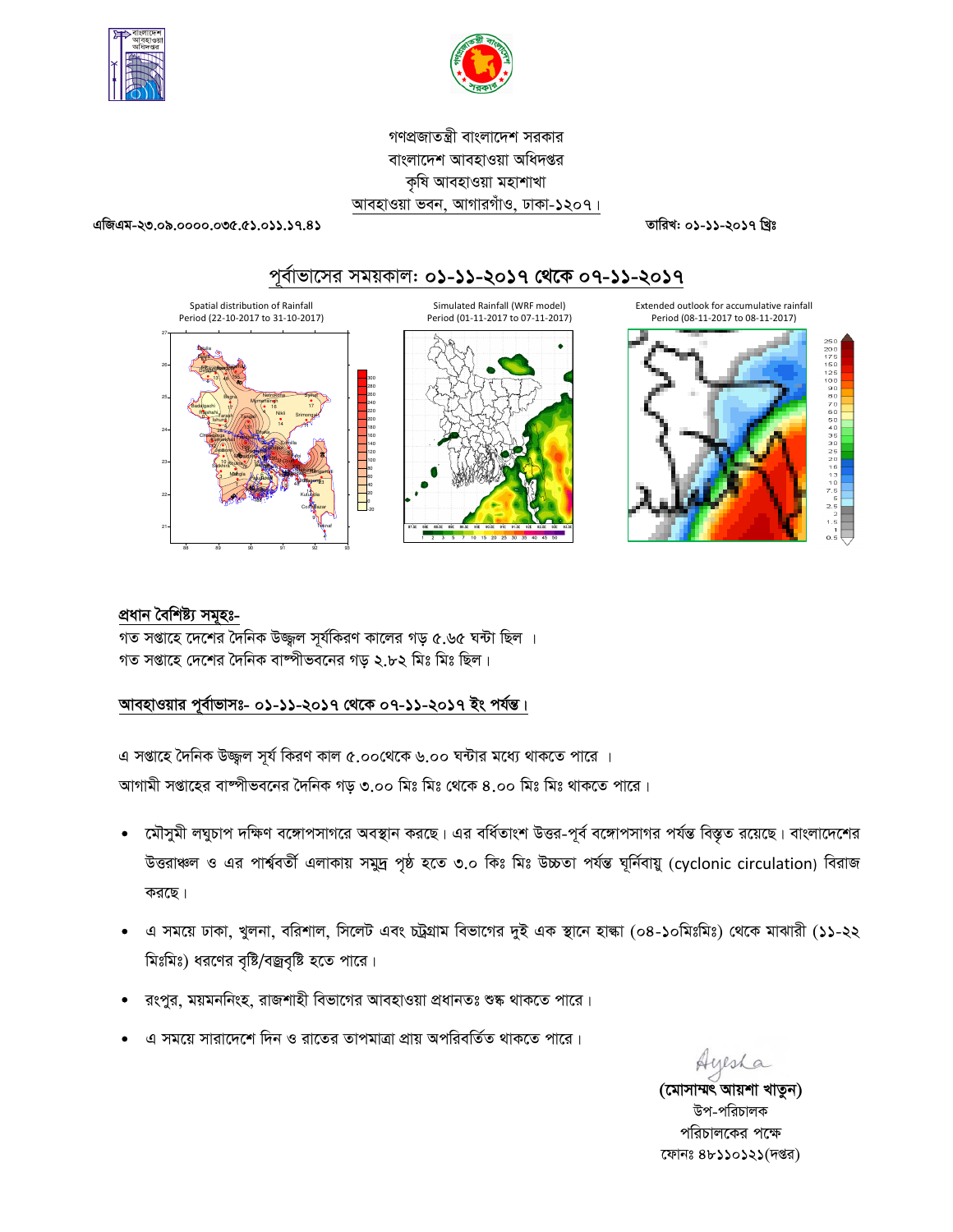গণপ্রজাতন্ত্রী বাংলাদেশ সরকার
বাংলাদেশ আবহাওয়া অধিদপ্তর
কৃষি আবহাওয়া মহাশাখা
আবহাওয়া ভবন, আগারগাঁও, ঢাকা-১২০৭।

**এজিএম-২৩.০৯.০০০০.০৩৫.৫১.০১১.১৭.৪১** **তারিখ: ০১-১১-২০১৭ খ্রিঃ**

## পূর্বাভাসের সময়কাল: ০১-১১-২০১৭ থেকে ০৭-১১-২০১৭

Spatial distribution of Rainfall Period (22-10-2017 to 31-10-2017)

Simulated Rainfall (WRF model) Period (01-11-2017 to 07-11-2017)

Extended outlook for accumulative rainfall Period (08-11-2017 to 08-11-2017)

**প্রধান বৈশিষ্ট্য সমূহঃ-**

গত সপ্তাহে দেশের দৈনিক উজ্জ্বল সূর্যকিরণ কালের গড় ৫.৬৫ ঘন্টা ছিল ।

গত সপ্তাহে দেশের দৈনিক বাষ্পীভবনের গড় ২.৮২ মিঃ মিঃ ছিল।

**আবহাওয়ার পূর্বাভাসঃ- ০১-১১-২০১৭ থেকে ০৭-১১-২০১৭ ইং পর্যন্ত।**

এ সপ্তাহে দৈনিক উজ্জ্বল সূর্য কিরণ কাল ৫.০০থেকে ৬.০০ ঘন্টার মধ্যে থাকতে পারে ।

আগামী সপ্তাহের বাষ্পীভবনের দৈনিক গড় ৩.০০ মিঃ মিঃ থেকে ৪.০০ মিঃ মিঃ থাকতে পারে।

- মৌসুমী লঘুচাপ দক্ষিণ বঙ্গোপসাগরে অবস্থান করছে। এর বর্ধিতাংশ উত্তর-পূর্ব বঙ্গোপসাগর পর্যন্ত বিস্তৃত রয়েছে। বাংলাদেশের উত্তরাঞ্চল ও এর পার্শ্ববর্তী এলাকায় সমুদ্র পৃষ্ঠ হতে ৩.০ কিঃ মিঃ উচ্চতা পর্যন্ত ঘূর্নিবায়ু (cyclonic circulation) বিরাজ করছে।
- এ সময়ে ঢাকা, খুলনা, বরিশাল, সিলেট এবং চট্রগ্রাম বিভাগের দুই এক স্থানে হাল্কা (০৪-১০মিঃমিঃ) থেকে মাঝারী (১১-২২ মিঃমিঃ) ধরণের বৃষ্টি/বজ্রবৃষ্টি হতে পারে।
- রংপুর, ময়মনসিংহ, রাজশাহী বিভাগের আবহাওয়া প্রধানতঃ শুষ্ক থাকতে পারে।
- এ সময়ে সারাদেশে দিন ও রাতের তাপমাত্রা প্রায় অপরিবর্তিত থাকতে পারে।

Ayesha

**(মোসাম্মৎ আয়শা খাতুন)**
উপ-পরিচালক
পরিচালকের পক্ষে
ফোনঃ ৪৮১১০১২১(দপ্তর)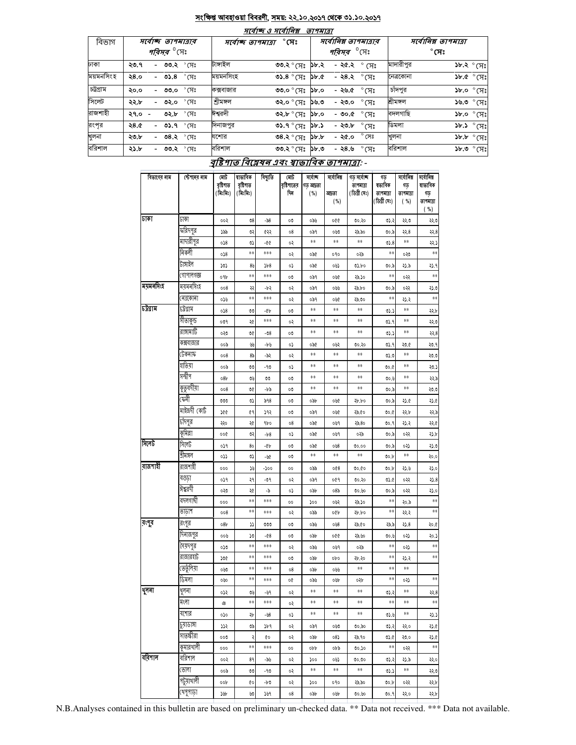## সংক্ষিপ্ত আবহাওয়া বিবরণী, সময়: ২২.১০.২০১৭ থেকে ৩১.১০.২০১৭

### সর্বোচ্চ ও সর্বোনিম্ন তাপমাত্রা

| বিভাগ | সর্বোচ্চ তাপমাত্রার পরিসর °সেঃ | সর্বোচ্চ তাপমাত্রা °সেঃ | | সর্বোনিম্ন তাপমাত্রার পরিসর °সেঃ | সর্বোনিম্ন তাপমাত্রা °সেঃ | |
|---|---|---|---|---|---|---|
| ঢাকা | ২৩.৭ - ৩৩.২ °সেঃ | টাঙ্গাইল | ৩৩.২ °সেঃ | ১৮.২ - ২৫.২ °সেঃ | মাদারীপুর | ১৮.২ °সেঃ |
| ময়মনসিংহ | ২৪.০ - ৩১.৪ °সেঃ | ময়মনসিংহ | ৩১.৪ °সেঃ | ১৮.৫ - ২৪.২ °সেঃ | নেত্রকোনা | ১৮.৫ °সেঃ |
| চট্রগ্রাম | ২০.০ - ৩৩.০ °সেঃ | কক্সবাজার | ৩৩.০ °সেঃ | ১৮.০ - ২৬.৫ °সেঃ | চাঁদপুর | ১৮.০ °সেঃ |
| সিলেট | ২২.৮ - ৩২.০ °সেঃ | শ্রীমঙ্গল | ৩২.০ °সেঃ | ১৬.৩ - ২৩.০ °সেঃ | শ্রীমঙ্গল | ১৬.৩ °সেঃ |
| রাজশাহী | ২৭.০ - ৩২.৮ °সেঃ | ঈশ্বরদী | ৩২.৮ °সেঃ | ১৮.০ - ৩০.৫ °সেঃ | বদলগাছি | ১৮.০ °সেঃ |
| রংপুর | ২৪.৫ - ৩১.৭ °সেঃ | দিনাজপুর | ৩১.৭ °সেঃ | ১৮.১ - ২৩.৮ °সেঃ | ডিমলা | ১৮.১ °সেঃ |
| খুলনা | ২৩.৮ - ৩৪.২ °সেঃ | যশোর | ৩৪.২ °সেঃ | ১৮.৮ - ২৫.০ °সেঃ | খুলনা | ১৮.৮ °সেঃ |
| বরিশাল | ২১.৮ - ৩৩.২ °সেঃ | বরিশাল | ৩৩.২ °সেঃ | ১৮.৩ - ২৪.৬ °সেঃ | বরিশাল | ১৮.৩ °সেঃ |

### বৃষ্টিপাত বিশ্লেষন এবং স্বাভাবিক তাপমাত্রা: -

| বিভাগের নাম | স্টেশনের নাম | মোট বৃষ্টিপাত (মিঃমিঃ) | স্বাভাবিক বৃষ্টিপাত (মিঃমিঃ) | বিচ্যুতি | মোট বৃষ্টিপাতের দিন | সর্বোচ্চ গড় আদ্রতা (%) | সর্বোনিম্ন আদ্রতা (%) | গড় সর্বোচ্চ তাপমাত্রা (ডিগ্রী সেঃ) | গড় স্বাভাবিক তাপমাত্রা (ডিগ্রী সেঃ) | সর্বোনিম্ন গড় তাপমাত্রা (%) | সর্বোনিম্ন স্বাভাবিক গড় তাপমাত্রা (%) |
|---|---|---|---|---|---|---|---|---|---|---|---|
| ঢাকা | ঢাকা | ০০২ | ৩৪ | -৯৪ | ০৩ | ০৯৬ | ০৫৫ | ৩০.২০ | ৩১.২ | ২২.৩ | ২২.৩ |
| | ফরিদপুর | ১৯৯ | ৩২ | ৫২২ | ০৪ | ০৯৭ | ০৬৩ | ২৯.৯০ | ৩০.৯ | ২২.৪ | ২২.৪ |
| | মাদারীপুর | ০১৪ | ৩১ | -৫৫ | ০২ | ** | ** | ** | ৩১.৪ | ** | ২২.১ |
| | নিকলী | ০১৪ | ** | *** | ০২ | ০৯৫ | ০৭০ | ০২৯ | ** | ০২৩ | ** |
| | টাঙ্গাইল | ১০১ | ৪৬ | ১৮৪ | ০১ | ০৯৫ | ০৬১ | ৩১.৮০ | ৩০.৯ | ২১.৯ | ২১.৭ |
| | গোপালগঞ্জ | ০৭৮ | ** | *** | ০৩ | ০৯৭ | ০৬৫ | ২৯.১০ | ** | ০২২ | ** |
| ময়মনসিংহ | ময়মনসিংহ | ০০৪ | ২২ | -৮২ | ০২ | ০৯৭ | ০৬৬ | ২৯.৮০ | ৩০.৯ | ০২২ | ২১.৩ |
| | নেত্রকোনা | ০১৬ | ** | *** | ০২ | ০৯৭ | ০৬৫ | ২৯.৩০ | ** | ২১.২ | ** |
| চট্রগ্রাম | চট্রগ্রাম | ০১৪ | ৩৩ | -৫৮ | ০৩ | ** | ** | ** | ৩১.১ | ** | ২২.৮ |
| | সীতাকুন্ড | ০৩৭ | ২৫ | *** | ০২ | ** | ** | ** | ৩১.৭ | ** | ২২.৩ |
| | রাঙ্গামাটি | ০২৩ | ৩৫ | -৩৪ | ০৩ | ** | ** | ** | ৩১.১ | ** | ২২.৪ |
| | কক্সবাজার | ০০৯ | ৬৬ | -৮৬ | ০১ | ০৯৫ | ০৬২ | ৩০.২০ | ৩১.৭ | ২৩.৫ | ২৩.৭ |
| | টেকনাফ | ০০৪ | ৪৯ | -৯২ | ০২ | ** | ** | ** | ৩১.৩ | ** | ২৩.৩ |
| | হাতিয়া | ০০৯ | ৩৩ | -৭৩ | ০১ | ** | ** | ** | ৩০.৫ | ** | ২৩.১ |
| | সন্দ্বীপ | ০৪৮ | ৩৬ | ৩৩ | ০৩ | ** | ** | ** | ৩০.৬ | ** | ২২.৯ |
| | কুতুবদীয়া | ০০৪ | ৩৫ | -৮৯ | ০৩ | ** | ** | ** | ৩০.৯ | ** | ২৩.৩ |
| | ফেনী | ৩৩৩ | ৩১ | ৯৭৪ | ০৩ | ০৯৮ | ০৬৫ | ২৮.৮০ | ৩০.৯ | ২১.৫ | ২১.৫ |
| | মাইজদী কোর্ট | ১৫৫ | ৫৭ | ১৭২ | ০৩ | ০৯৭ | ০৬৫ | ২৯.৫০ | ৩০.৫ | ২২.৮ | ২২.৯ |
| | চাঁদপুর | ২২০ | ২৫ | ৭৮০ | ০৪ | ০৯৫ | ০৬৭ | ২৯.৪০ | ৩০.৭ | ২১.২ | ২২.৫ |
| | কুমিল্লা | ০০৫ | ৩২ | -৮৪ | ০১ | ০৯৫ | ০৬৭ | ০২৯ | ৩০.৯ | ০২২ | ২১.৮ |
| সিলেট | সিলেট | ০১৭ | ৪০ | -৫৮ | ০৩ | ০৯৫ | ০৬৪ | ৩০.০০ | ৩০.৯ | ০২১ | ২১.৩ |
| | শ্রীমঙ্গল | ০১১ | ৩১ | -৬৫ | ০৩ | ** | ** | ** | ৩০.৮ | ** | ২০.০ |
| রাজশাহী | রাজশাহী | ০০০ | ১৬ | -১০০ | ০০ | ০৯৯ | ০৫৪ | ৩০.৫০ | ৩০.৮ | ২১.৬ | ২১.০ |
| | বগুড়া | ০১৭ | ২৭ | -৩৭ | ০২ | ০৯৭ | ০৫৭ | ৩০.২০ | ৩১.৫ | ০২২ | ২১.৪ |
| | ঈশ্বরদী | ০২৩ | ২৫ | -৯ | ০১ | ০৯৮ | ০৪৯ | ৩০.৬০ | ৩০.৯ | ০২২ | ২১.০ |
| | বদলগাছী | ০০০ | ** | *** | ০০ | ১০০ | ০৬২ | ২৯.১০ | ** | ২০.৯ | ** |
| | তাড়াশ | ০০৪ | ** | *** | ০২ | ০৯৯ | ০৫৮ | ২৮.৮০ | ** | ২২.২ | ** |
| রংপুর | রংপুর | ০৪৮ | ১১ | ৩৩৩ | ০৩ | ০৯৬ | ০৬৪ | ২৯.৫০ | ২৯.৯ | ২১.৪ | ২০.৫ |
| | দিনাজপুর | ০০৬ | ১৩ | -৫৪ | ০৩ | ০৯৮ | ০৫৫ | ২৯.৬০ | ৩০.৬ | ০২১ | ২০.১ |
| | সৈয়দপুর | ০১৩ | ** | *** | ০২ | ০৯৬ | ০৬৭ | ০২৯ | ** | ০২১ | ** |
| | রাজারহাট | ১৩৫ | ** | *** | ০৩ | ০৯৮ | ০৮০ | ২৮.২০ | ** | ২১.২ | ** |
| | তেতুঁলিয়া | ০৬৩ | ** | *** | ০৪ | ০৯৮ | ০৬৬ | ** | ** | ** | |
| | ডিমলা | ০৩০ | ** | *** | ০৫ | ০৯৬ | ০৬৮ | ০২৮ | ** | ০২১ | ** |
| খুলনা | খুলনা | ০১২ | ৩৬ | -৬৭ | ০২ | ** | ** | ** | ৩১.২ | ** | ২২.৪ |
| | মংলা | এ | ** | *** | ০২ | ** | ** | ** | ** | ** | ** |
| | যশোর | ০১০ | ২৮ | -৬৪ | ০১ | ** | ** | ** | ৩১.৬ | ** | ২১.১ |
| | চুয়াডাঙ্গা | ১১২ | ৩৯ | ১৮৭ | ০২ | ০৯৭ | ০৬৩ | ৩০.৯০ | ৩১.২ | ২২.০ | ২১.৫ |
| | সাতক্ষীরা | ০০৩ | ২ | ৫০ | ০২ | ০৯৮ | ০৪১ | ২৯.৭০ | ৩১.৫ | ২৩.০ | ২১.৫ |
| | কুমারখালী | ০০০ | ** | *** | ০০ | ০৮৮ | ০৮৯ | ৩০.১০ | ** | ০২২ | ** |
| বরিশাল | বরিশাল | ০০২ | ৪৭ | -৯৬ | ০২ | ১০০ | ০৬১ | ৩০.৩০ | ৩১.২ | ২১.৯ | ২২.০ |
| | ভোলা | ০০৯ | ৩৩ | -৭৩ | ০২ | ** | ** | ** | ৩১.১ | ** | ২২.৩ |
| | পটুয়াখালী | ০০৮ | ৫০ | -৮৩ | ০২ | ১০০ | ০৭০ | ২৯.৯০ | ৩০.৮ | ০২২ | ২২.৮ |
| | খেপুপাড়া | ১৬৮ | ৬৩ | ১৬৭ | ০৪ | ০৯৮ | ০৬৮ | ৩০.৬০ | ৩০.৭ | ২২.০ | ২২.৮ |

N.B.Analyses contained in this bulletin are based on preliminary un-checked data. ** Data not received. *** Data not available.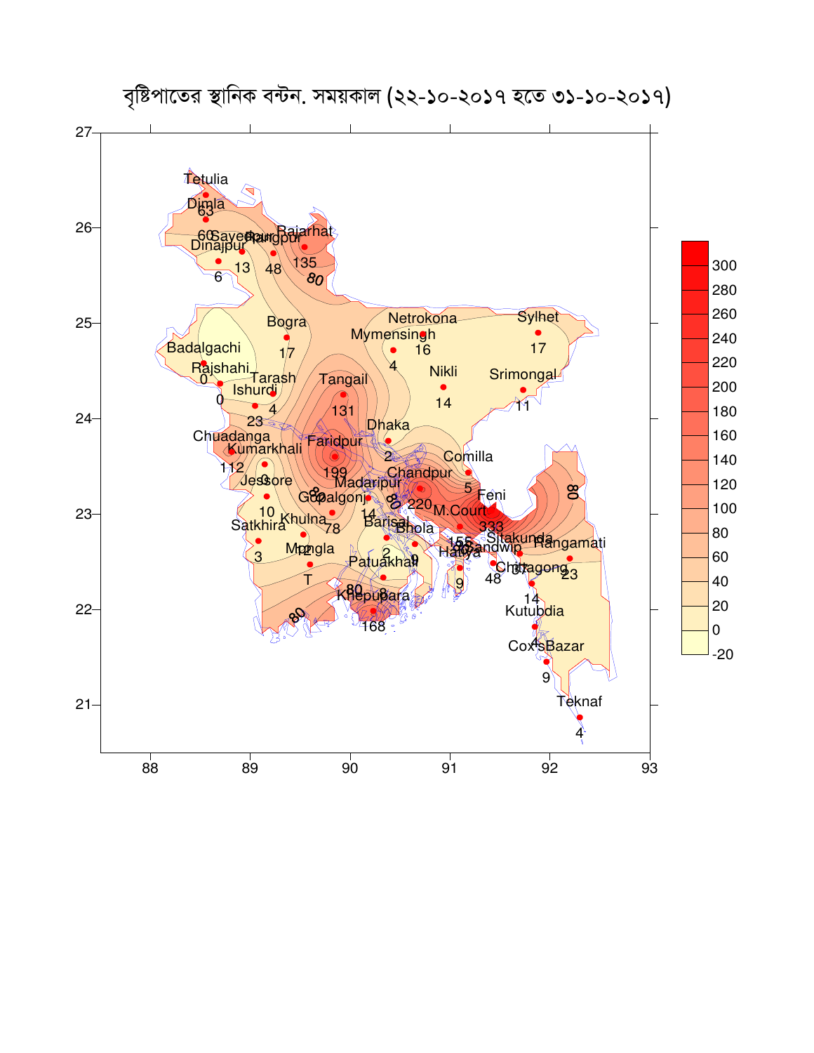বৃষ্টিপাতের স্থানিক বন্টন. সময়কাল (২২-১০-২০১৭ হতে ৩১-১০-২০১৭)

27
26
25
24
23
22
21

88
89
90
91
92
93

Tetulia 63
Dimla 60
Sayedpur
Rangpur 48
Rajarhat 135
Dinajpur 6
13
80
Bogra 17
Badalgachi
Rajshahi 0
Ishurdi 0
Tarash 4
23
Netrokona 16
Mymensingh 4
Sylhet 17
Nikli 14
Srimongal 11
Tangail 131
Dhaka 2
Chuadanga
Kumarkhali 112
Faridpur 199
Jessore 10
0
Madaripur 14
Chandpur 220
Comilla 5
Feni 333
M.Court 155
Gopalgonj 78
Satkhira 3
Khulna 12
Mongla T
Barisal 2
Bhola 9
Patuakhali 8
Khepupara 168
Hatiya 9
Sandwip 48
Sitakunda 37
Rangamati 23
Chittagong 14
Kutubdia 4
CoxsBazar 9
Teknaf 4
80

300
280
260
240
220
200
180
160
140
120
100
80
60
40
20
0
-20